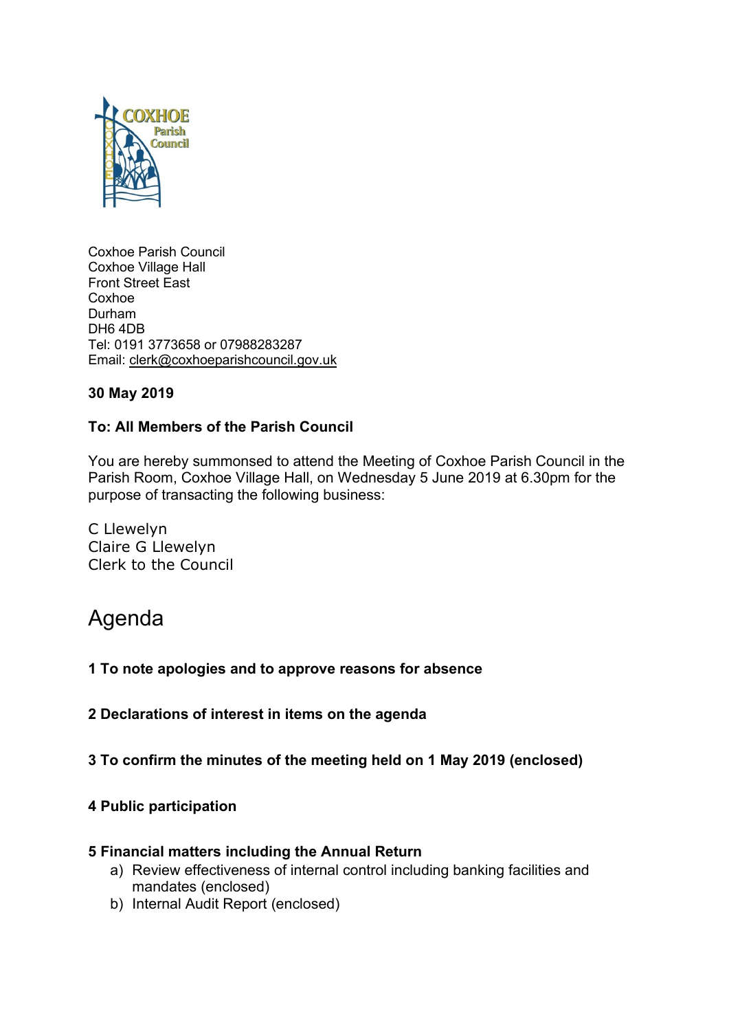Coxhoe Parish Council
Coxhoe Village Hall
Front Street East
Coxhoe
Durham
DH6 4DB
Tel: 0191 3773658 or 07988283287
Email: clerk@coxhoeparishcouncil.gov.uk

**30 May 2019**

**To: All Members of the Parish Council**

You are hereby summonsed to attend the Meeting of Coxhoe Parish Council in the Parish Room, Coxhoe Village Hall, on Wednesday 5 June 2019 at 6.30pm for the purpose of transacting the following business:

C Llewelyn
Claire G Llewelyn
Clerk to the Council

# Agenda

**1 To note apologies and to approve reasons for absence**

**2 Declarations of interest in items on the agenda**

**3 To confirm the minutes of the meeting held on 1 May 2019 (enclosed)**

**4 Public participation**

**5 Financial matters including the Annual Return**

a) Review effectiveness of internal control including banking facilities and mandates (enclosed)
b) Internal Audit Report (enclosed)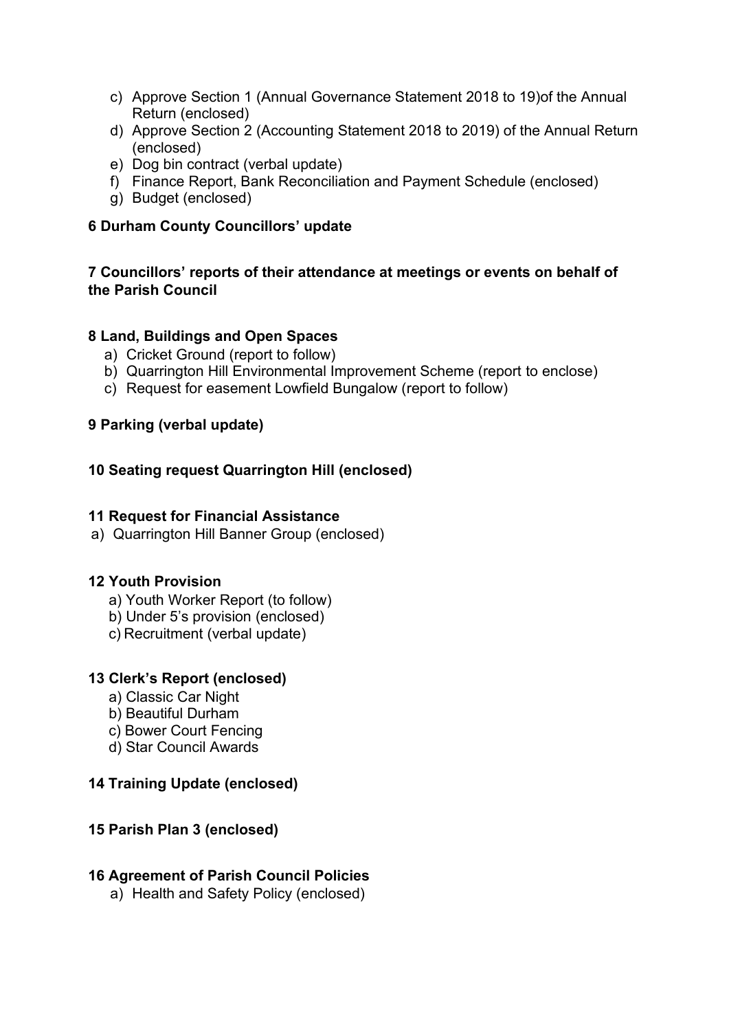c) Approve Section 1 (Annual Governance Statement 2018 to 19)of the Annual Return (enclosed)
d) Approve Section 2 (Accounting Statement 2018 to 2019) of the Annual Return (enclosed)
e) Dog bin contract (verbal update)
f) Finance Report, Bank Reconciliation and Payment Schedule (enclosed)
g) Budget (enclosed)

**6 Durham County Councillors' update**

**7 Councillors' reports of their attendance at meetings or events on behalf of the Parish Council**

**8 Land, Buildings and Open Spaces**

a) Cricket Ground (report to follow)
b) Quarrington Hill Environmental Improvement Scheme (report to enclose)
c) Request for easement Lowfield Bungalow (report to follow)

**9 Parking (verbal update)**

**10 Seating request Quarrington Hill (enclosed)**

**11 Request for Financial Assistance**

a) Quarrington Hill Banner Group (enclosed)

**12 Youth Provision**

a) Youth Worker Report (to follow)
b) Under 5's provision (enclosed)
c) Recruitment (verbal update)

**13 Clerk's Report (enclosed)**

a) Classic Car Night
b) Beautiful Durham
c) Bower Court Fencing
d) Star Council Awards

**14 Training Update (enclosed)**

**15 Parish Plan 3 (enclosed)**

**16 Agreement of Parish Council Policies**

a) Health and Safety Policy (enclosed)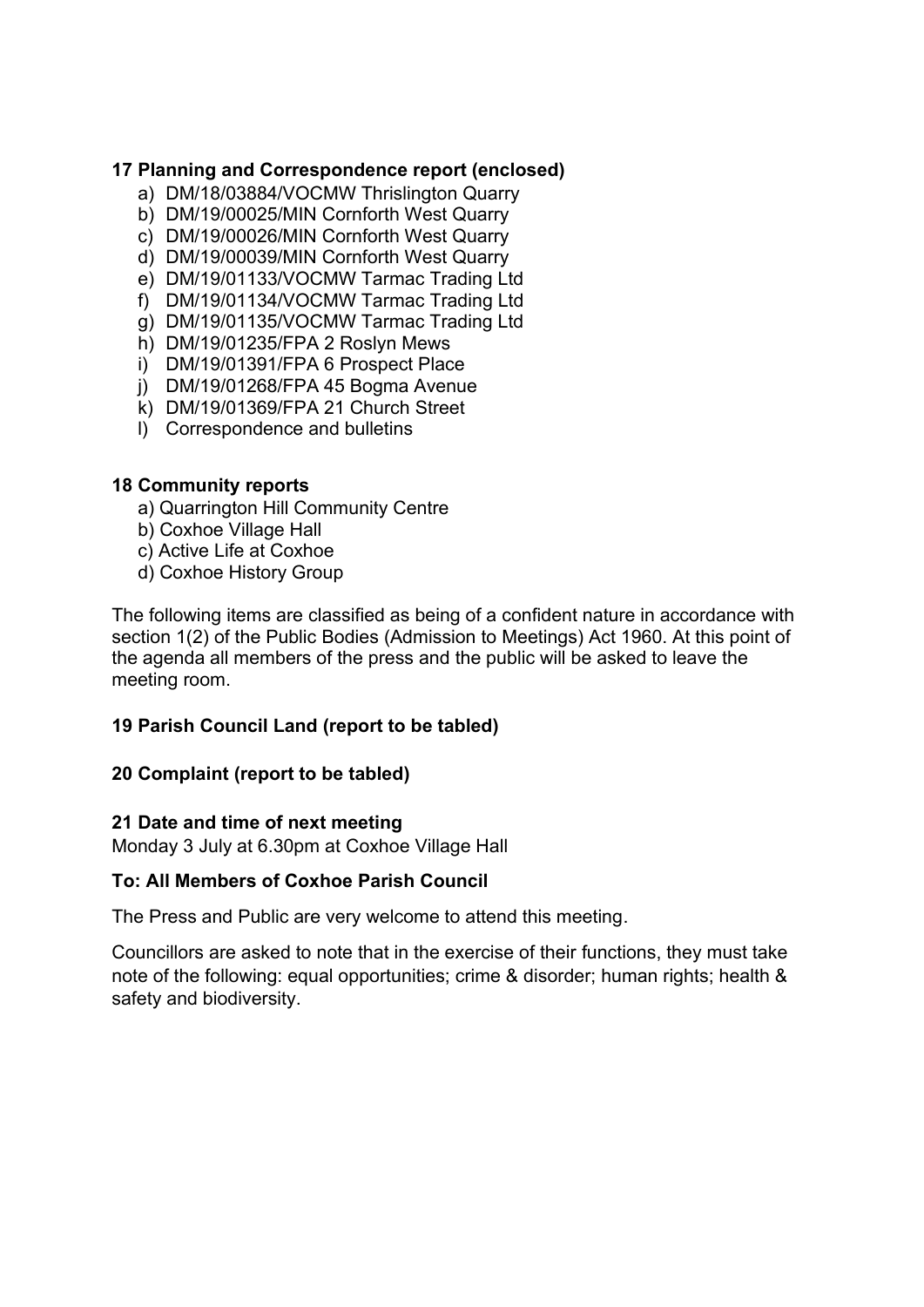**17 Planning and Correspondence report (enclosed)**

a) DM/18/03884/VOCMW Thrislington Quarry
b) DM/19/00025/MIN Cornforth West Quarry
c) DM/19/00026/MIN Cornforth West Quarry
d) DM/19/00039/MIN Cornforth West Quarry
e) DM/19/01133/VOCMW Tarmac Trading Ltd
f) DM/19/01134/VOCMW Tarmac Trading Ltd
g) DM/19/01135/VOCMW Tarmac Trading Ltd
h) DM/19/01235/FPA 2 Roslyn Mews
i) DM/19/01391/FPA 6 Prospect Place
j) DM/19/01268/FPA 45 Bogma Avenue
k) DM/19/01369/FPA 21 Church Street
l) Correspondence and bulletins

**18 Community reports**

a) Quarrington Hill Community Centre
b) Coxhoe Village Hall
c) Active Life at Coxhoe
d) Coxhoe History Group

The following items are classified as being of a confident nature in accordance with section 1(2) of the Public Bodies (Admission to Meetings) Act 1960. At this point of the agenda all members of the press and the public will be asked to leave the meeting room.

**19 Parish Council Land (report to be tabled)**

**20 Complaint (report to be tabled)**

**21 Date and time of next meeting**

Monday 3 July at 6.30pm at Coxhoe Village Hall

**To: All Members of Coxhoe Parish Council**

The Press and Public are very welcome to attend this meeting.

Councillors are asked to note that in the exercise of their functions, they must take note of the following: equal opportunities; crime & disorder; human rights; health & safety and biodiversity.